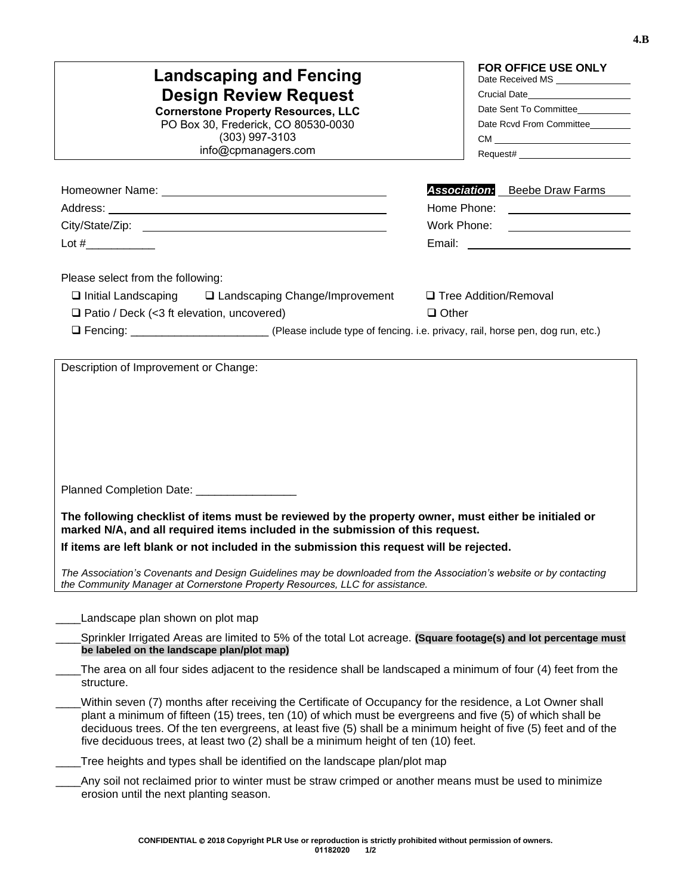4.B

# Landscaping and Fencing Design Review Request

**Cornerstone Property Resources, LLC**
PO Box 30, Frederick, CO 80530-0030
(303) 997-3103
info@cpmanagers.com

**FOR OFFICE USE ONLY**
Date Received MS ______________
Crucial Date ______________
Date Sent To Committee ______________
Date Rcvd From Committee ______________
CM ______________
Request# ______________

Homeowner Name: ______________________________
Address: ______________________________
City/State/Zip: ______________________________
Lot #___________

***Association:*** Beebe Draw Farms
Home Phone: ______________
Work Phone: ______________
Email: ______________

Please select from the following:

- ❑ Initial Landscaping
- ❑ Landscaping Change/Improvement
- ❑ Tree Addition/Removal
- ❑ Patio / Deck (<3 ft elevation, uncovered)
- ❑ Other
- ❑ Fencing: ______________________ (Please include type of fencing. i.e. privacy, rail, horse pen, dog run, etc.)

Description of Improvement or Change:

Planned Completion Date: ________________

**The following checklist of items must be reviewed by the property owner, must either be initialed or marked N/A, and all required items included in the submission of this request.**

**If items are left blank or not included in the submission this request will be rejected.**

*The Association's Covenants and Design Guidelines may be downloaded from the Association's website or by contacting the Community Manager at Cornerstone Property Resources, LLC for assistance.*

____Landscape plan shown on plot map

____Sprinkler Irrigated Areas are limited to 5% of the total Lot acreage. **(Square footage(s) and lot percentage must be labeled on the landscape plan/plot map)**

____The area on all four sides adjacent to the residence shall be landscaped a minimum of four (4) feet from the structure.

____Within seven (7) months after receiving the Certificate of Occupancy for the residence, a Lot Owner shall plant a minimum of fifteen (15) trees, ten (10) of which must be evergreens and five (5) of which shall be deciduous trees. Of the ten evergreens, at least five (5) shall be a minimum height of five (5) feet and of the five deciduous trees, at least two (2) shall be a minimum height of ten (10) feet.

____Tree heights and types shall be identified on the landscape plan/plot map

____Any soil not reclaimed prior to winter must be straw crimped or another means must be used to minimize erosion until the next planting season.

**CONFIDENTIAL © 2018 Copyright PLR Use or reproduction is strictly prohibited without permission of owners.**
**01182020**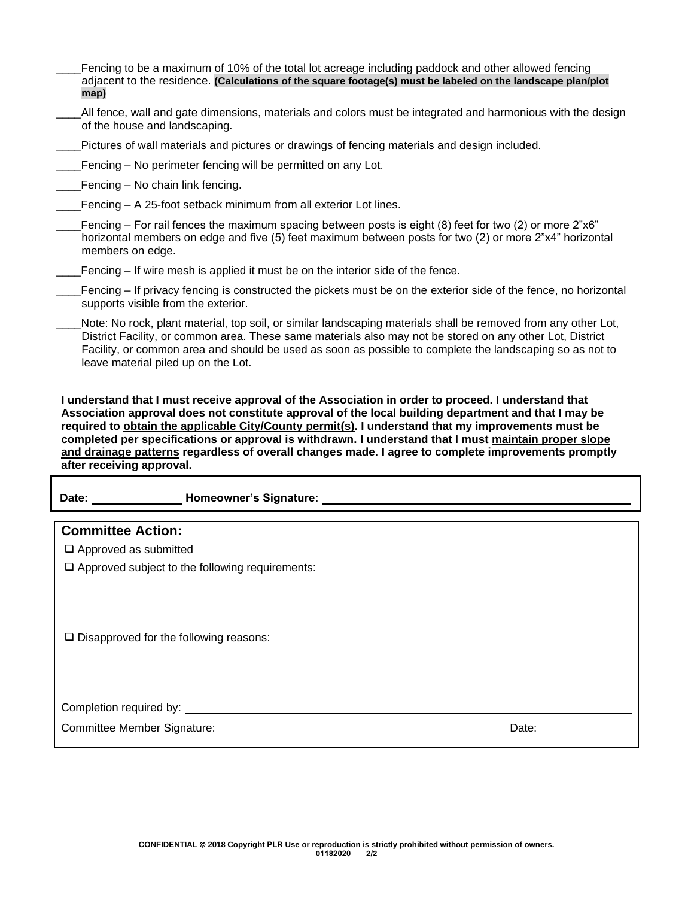____Fencing to be a maximum of 10% of the total lot acreage including paddock and other allowed fencing adjacent to the residence. **(Calculations of the square footage(s) must be labeled on the landscape plan/plot map)**

____All fence, wall and gate dimensions, materials and colors must be integrated and harmonious with the design of the house and landscaping.

____Pictures of wall materials and pictures or drawings of fencing materials and design included.

____Fencing – No perimeter fencing will be permitted on any Lot.

____Fencing – No chain link fencing.

____Fencing – A 25-foot setback minimum from all exterior Lot lines.

____Fencing – For rail fences the maximum spacing between posts is eight (8) feet for two (2) or more 2"x6" horizontal members on edge and five (5) feet maximum between posts for two (2) or more 2"x4" horizontal members on edge.

____Fencing – If wire mesh is applied it must be on the interior side of the fence.

____Fencing – If privacy fencing is constructed the pickets must be on the exterior side of the fence, no horizontal supports visible from the exterior.

____Note: No rock, plant material, top soil, or similar landscaping materials shall be removed from any other Lot, District Facility, or common area. These same materials also may not be stored on any other Lot, District Facility, or common area and should be used as soon as possible to complete the landscaping so as not to leave material piled up on the Lot.

**I understand that I must receive approval of the Association in order to proceed. I understand that Association approval does not constitute approval of the local building department and that I may be required to obtain the applicable City/County permit(s). I understand that my improvements must be completed per specifications or approval is withdrawn. I understand that I must maintain proper slope and drainage patterns regardless of overall changes made. I agree to complete improvements promptly after receiving approval.**

**Date:** ______________ **Homeowner's Signature:** ____________________________________________

## Committee Action:

❑ Approved as submitted

❑ Approved subject to the following requirements:

❑ Disapproved for the following reasons:

Completion required by: ____________________________________________

Committee Member Signature: ____________________________________________ Date: ______________

**CONFIDENTIAL © 2018 Copyright PLR Use or reproduction is strictly prohibited without permission of owners.**
**01182020**